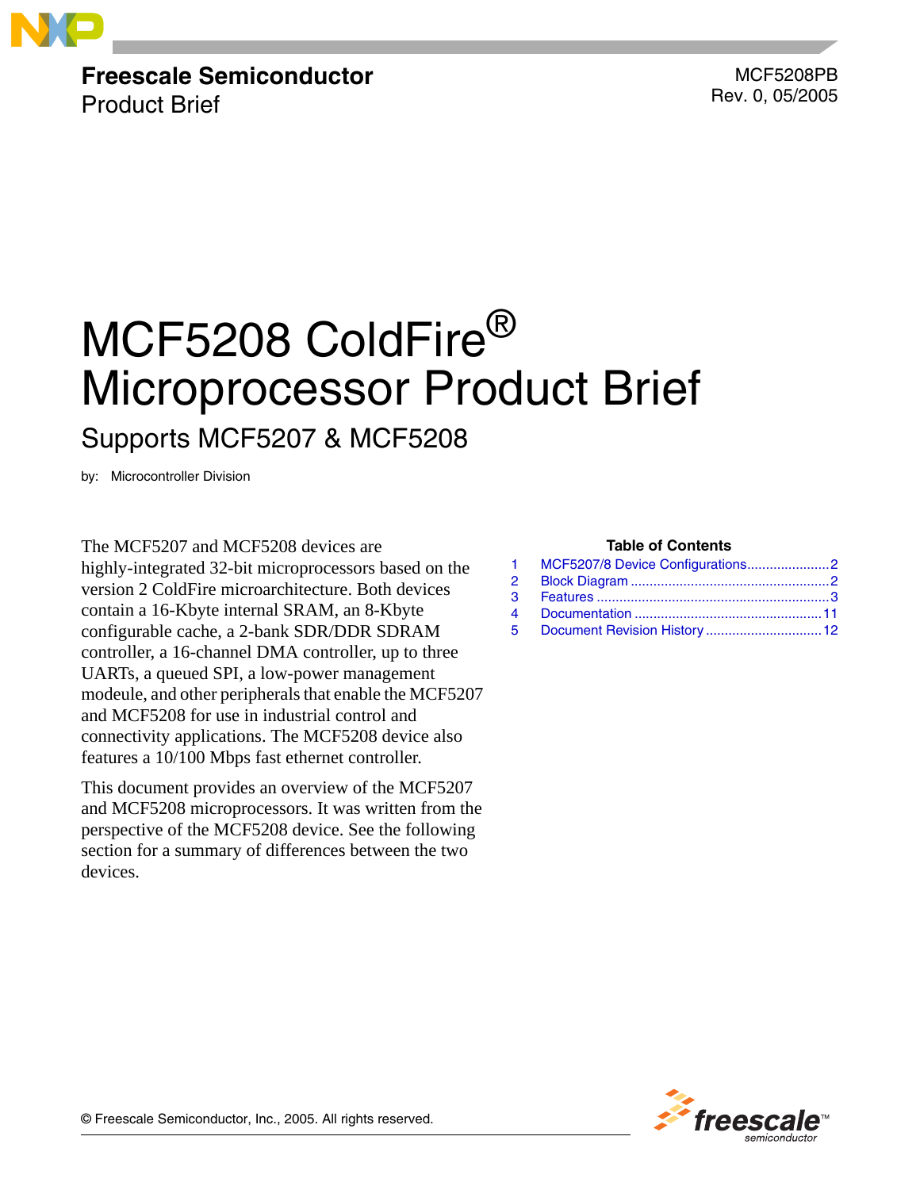Freescale Semiconductor
Product Brief

MCF5208PB
Rev. 0, 05/2005

# MCF5208 ColdFire® Microprocessor Product Brief

## Supports MCF5207 & MCF5208

by: Microcontroller Division

The MCF5207 and MCF5208 devices are highly-integrated 32-bit microprocessors based on the version 2 ColdFire microarchitecture. Both devices contain a 16-Kbyte internal SRAM, an 8-Kbyte configurable cache, a 2-bank SDR/DDR SDRAM controller, a 16-channel DMA controller, up to three UARTs, a queued SPI, a low-power management modeule, and other peripherals that enable the MCF5207 and MCF5208 for use in industrial control and connectivity applications. The MCF5208 device also features a 10/100 Mbps fast ethernet controller.

This document provides an overview of the MCF5207 and MCF5208 microprocessors. It was written from the perspective of the MCF5208 device. See the following section for a summary of differences between the two devices.

**Table of Contents**

| | | |
|---|---|---|
| 1 | MCF5207/8 Device Configurations | 2 |
| 2 | Block Diagram | 2 |
| 3 | Features | 3 |
| 4 | Documentation | 11 |
| 5 | Document Revision History | 12 |

© Freescale Semiconductor, Inc., 2005. All rights reserved.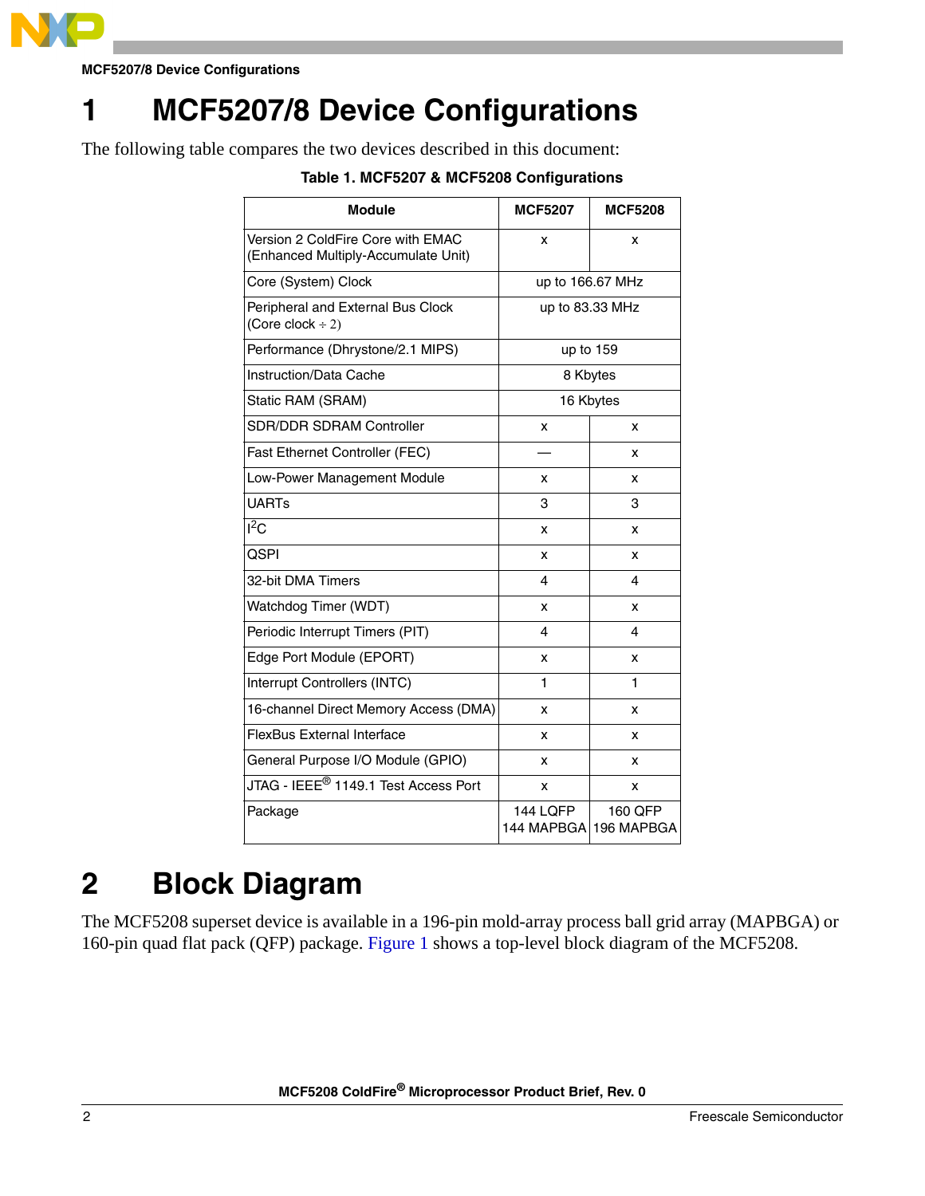# 1 MCF5207/8 Device Configurations

The following table compares the two devices described in this document:

**Table 1. MCF5207 & MCF5208 Configurations**

| Module | MCF5207 | MCF5208 |
|---|---|---|
| Version 2 ColdFire Core with EMAC (Enhanced Multiply-Accumulate Unit) | x | x |
| Core (System) Clock | up to 166.67 MHz | |
| Peripheral and External Bus Clock (Core clock ÷ 2) | up to 83.33 MHz | |
| Performance (Dhrystone/2.1 MIPS) | up to 159 | |
| Instruction/Data Cache | 8 Kbytes | |
| Static RAM (SRAM) | 16 Kbytes | |
| SDR/DDR SDRAM Controller | x | x |
| Fast Ethernet Controller (FEC) | — | x |
| Low-Power Management Module | x | x |
| UARTs | 3 | 3 |
| $I^2C$ | x | x |
| QSPI | x | x |
| 32-bit DMA Timers | 4 | 4 |
| Watchdog Timer (WDT) | x | x |
| Periodic Interrupt Timers (PIT) | 4 | 4 |
| Edge Port Module (EPORT) | x | x |
| Interrupt Controllers (INTC) | 1 | 1 |
| 16-channel Direct Memory Access (DMA) | x | x |
| FlexBus External Interface | x | x |
| General Purpose I/O Module (GPIO) | x | x |
| JTAG - IEEE® 1149.1 Test Access Port | x | x |
| Package | 144 LQFP<br>144 MAPBGA | 160 QFP<br>196 MAPBGA |

# 2 Block Diagram

The MCF5208 superset device is available in a 196-pin mold-array process ball grid array (MAPBGA) or 160-pin quad flat pack (QFP) package. Figure 1 shows a top-level block diagram of the MCF5208.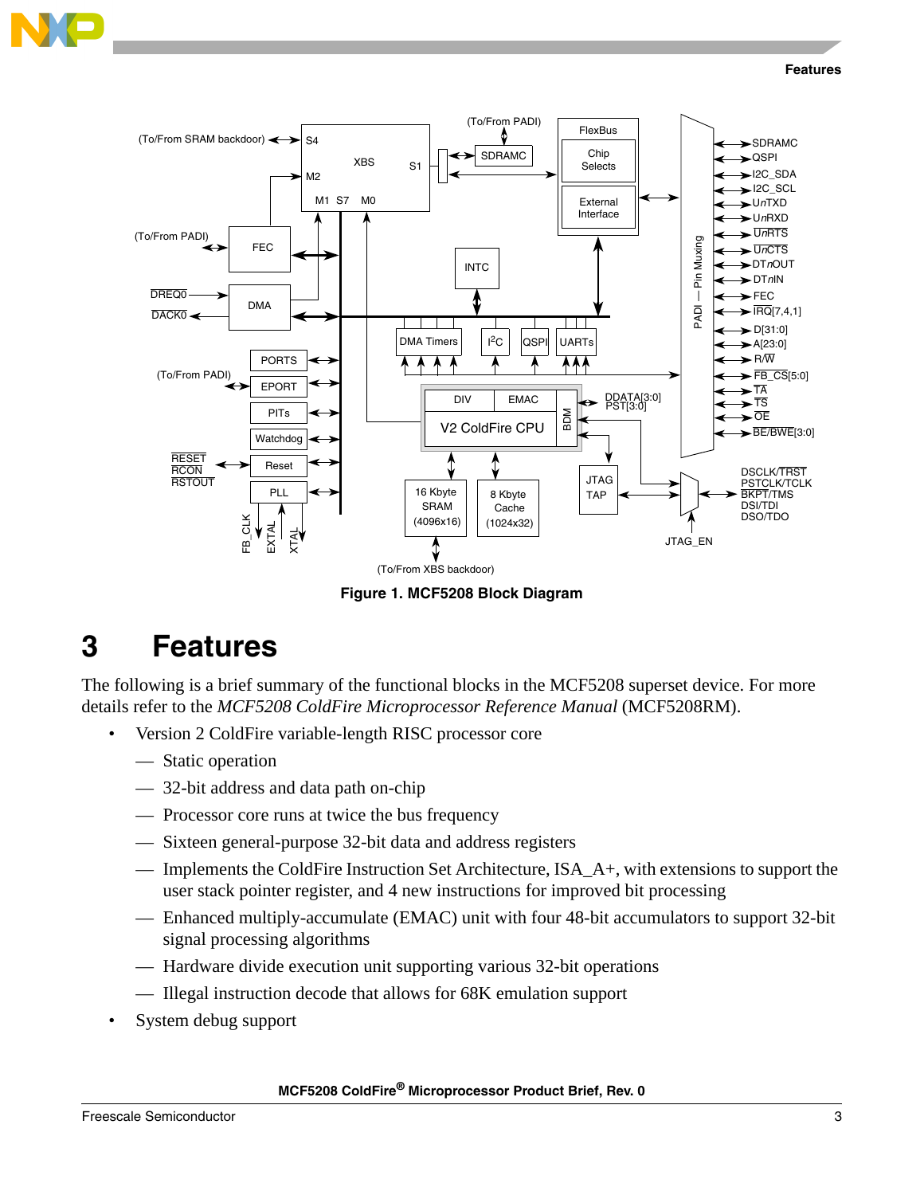Figure 1. MCF5208 Block Diagram

# 3 Features

The following is a brief summary of the functional blocks in the MCF5208 superset device. For more details refer to the *MCF5208 ColdFire Microprocessor Reference Manual* (MCF5208RM).

- Version 2 ColdFire variable-length RISC processor core
  - Static operation
  - 32-bit address and data path on-chip
  - Processor core runs at twice the bus frequency
  - Sixteen general-purpose 32-bit data and address registers
  - Implements the ColdFire Instruction Set Architecture, ISA_A+, with extensions to support the user stack pointer register, and 4 new instructions for improved bit processing
  - Enhanced multiply-accumulate (EMAC) unit with four 48-bit accumulators to support 32-bit signal processing algorithms
  - Hardware divide execution unit supporting various 32-bit operations
  - Illegal instruction decode that allows for 68K emulation support
- System debug support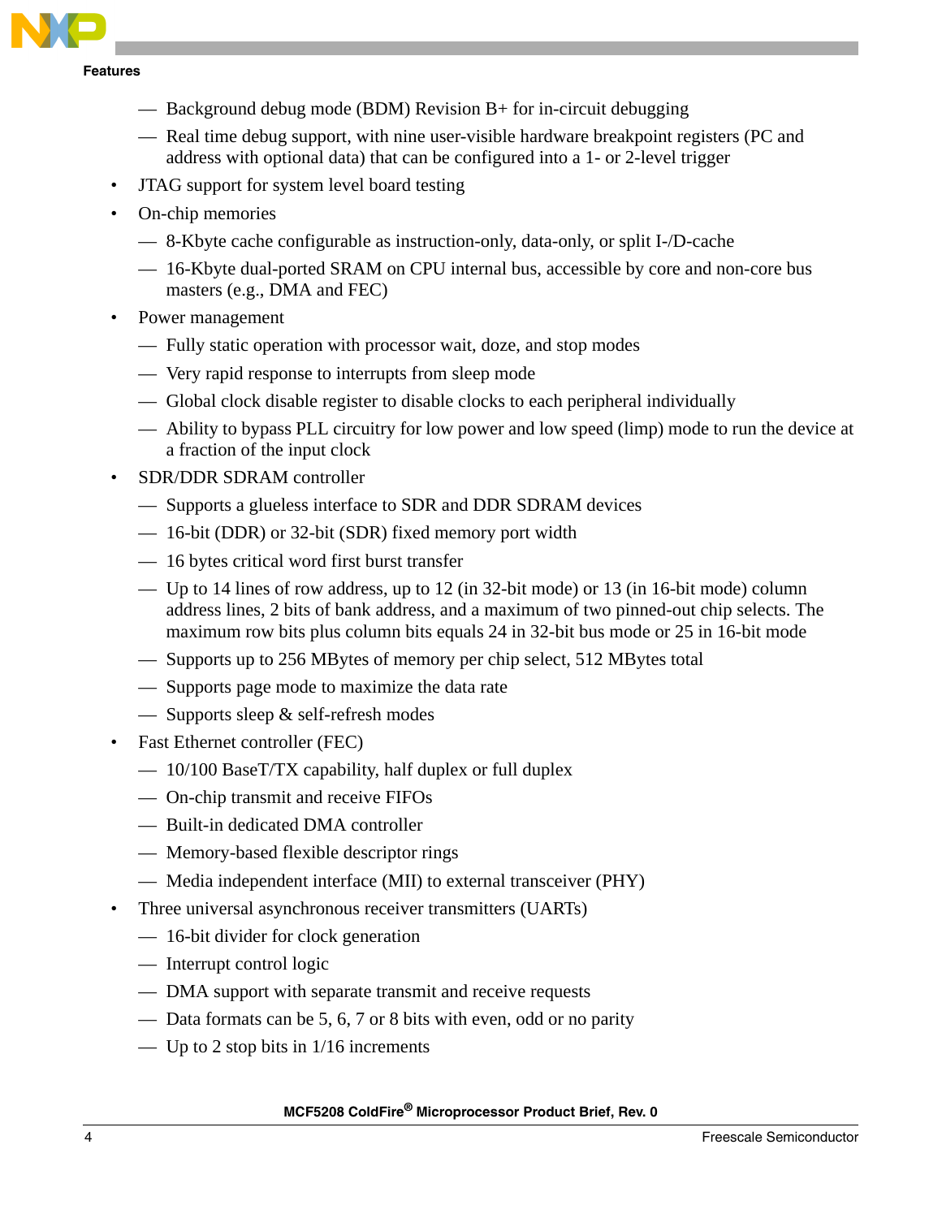- Background debug mode (BDM) Revision B+ for in-circuit debugging
  - Real time debug support, with nine user-visible hardware breakpoint registers (PC and address with optional data) that can be configured into a 1- or 2-level trigger
- JTAG support for system level board testing
- On-chip memories
  - 8-Kbyte cache configurable as instruction-only, data-only, or split I-/D-cache
  - 16-Kbyte dual-ported SRAM on CPU internal bus, accessible by core and non-core bus masters (e.g., DMA and FEC)
- Power management
  - Fully static operation with processor wait, doze, and stop modes
  - Very rapid response to interrupts from sleep mode
  - Global clock disable register to disable clocks to each peripheral individually
  - Ability to bypass PLL circuitry for low power and low speed (limp) mode to run the device at a fraction of the input clock
- SDR/DDR SDRAM controller
  - Supports a glueless interface to SDR and DDR SDRAM devices
  - 16-bit (DDR) or 32-bit (SDR) fixed memory port width
  - 16 bytes critical word first burst transfer
  - Up to 14 lines of row address, up to 12 (in 32-bit mode) or 13 (in 16-bit mode) column address lines, 2 bits of bank address, and a maximum of two pinned-out chip selects. The maximum row bits plus column bits equals 24 in 32-bit bus mode or 25 in 16-bit mode
  - Supports up to 256 MBytes of memory per chip select, 512 MBytes total
  - Supports page mode to maximize the data rate
  - Supports sleep & self-refresh modes
- Fast Ethernet controller (FEC)
  - 10/100 BaseT/TX capability, half duplex or full duplex
  - On-chip transmit and receive FIFOs
  - Built-in dedicated DMA controller
  - Memory-based flexible descriptor rings
  - Media independent interface (MII) to external transceiver (PHY)
- Three universal asynchronous receiver transmitters (UARTs)
  - 16-bit divider for clock generation
  - Interrupt control logic
  - DMA support with separate transmit and receive requests
  - Data formats can be 5, 6, 7 or 8 bits with even, odd or no parity
  - Up to 2 stop bits in 1/16 increments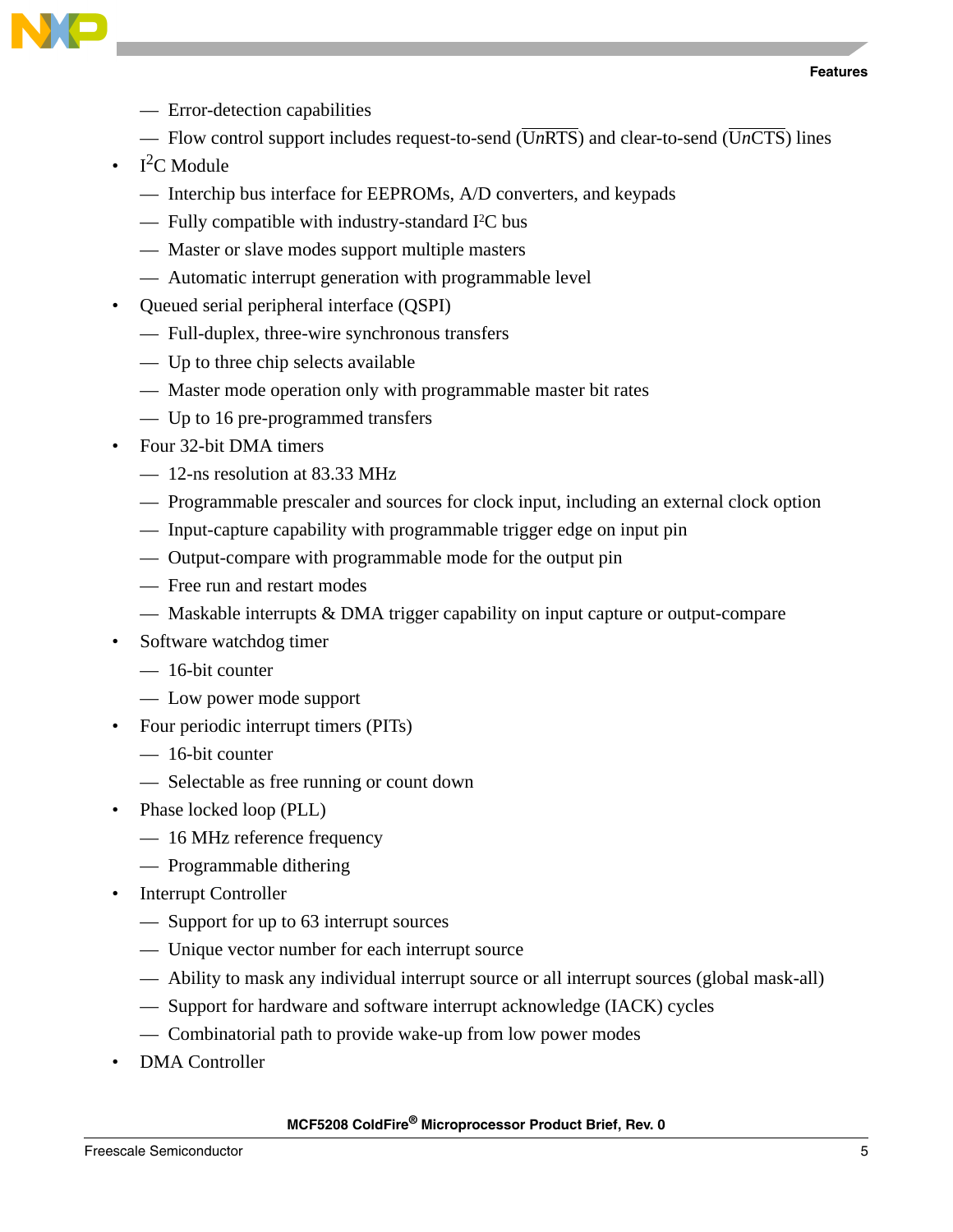- Error-detection capabilities
  - Flow control support includes request-to-send ($\overline{\text{U}n\text{RTS}}$) and clear-to-send ($\overline{\text{U}n\text{CTS}}$) lines
- I²C Module
  - Interchip bus interface for EEPROMs, A/D converters, and keypads
  - Fully compatible with industry-standard I²C bus
  - Master or slave modes support multiple masters
  - Automatic interrupt generation with programmable level
- Queued serial peripheral interface (QSPI)
  - Full-duplex, three-wire synchronous transfers
  - Up to three chip selects available
  - Master mode operation only with programmable master bit rates
  - Up to 16 pre-programmed transfers
- Four 32-bit DMA timers
  - 12-ns resolution at 83.33 MHz
  - Programmable prescaler and sources for clock input, including an external clock option
  - Input-capture capability with programmable trigger edge on input pin
  - Output-compare with programmable mode for the output pin
  - Free run and restart modes
  - Maskable interrupts & DMA trigger capability on input capture or output-compare
- Software watchdog timer
  - 16-bit counter
  - Low power mode support
- Four periodic interrupt timers (PITs)
  - 16-bit counter
  - Selectable as free running or count down
- Phase locked loop (PLL)
  - 16 MHz reference frequency
  - Programmable dithering
- Interrupt Controller
  - Support for up to 63 interrupt sources
  - Unique vector number for each interrupt source
  - Ability to mask any individual interrupt source or all interrupt sources (global mask-all)
  - Support for hardware and software interrupt acknowledge (IACK) cycles
  - Combinatorial path to provide wake-up from low power modes
- DMA Controller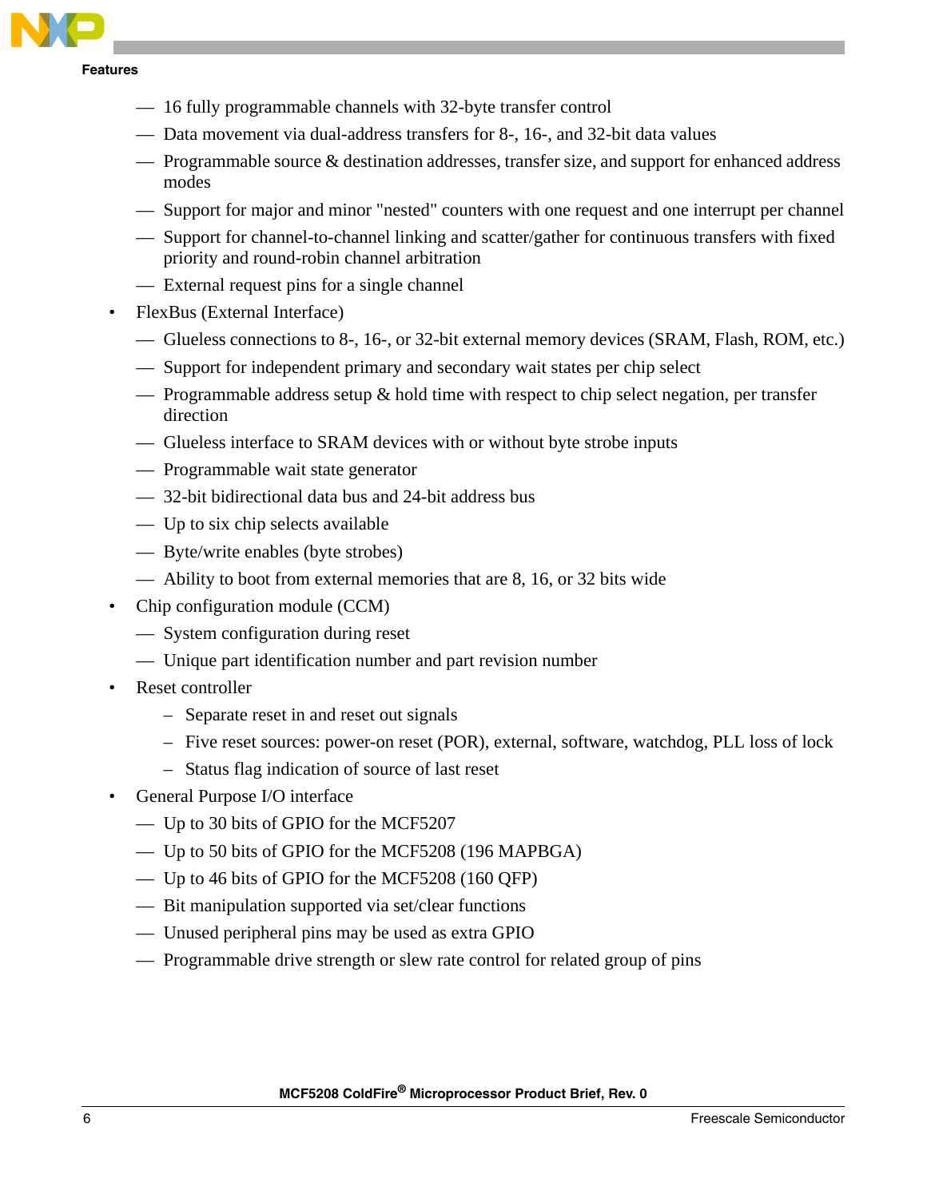- 16 fully programmable channels with 32-byte transfer control
  - Data movement via dual-address transfers for 8-, 16-, and 32-bit data values
  - Programmable source & destination addresses, transfer size, and support for enhanced address modes
  - Support for major and minor "nested" counters with one request and one interrupt per channel
  - Support for channel-to-channel linking and scatter/gather for continuous transfers with fixed priority and round-robin channel arbitration
  - External request pins for a single channel
- FlexBus (External Interface)
  - Glueless connections to 8-, 16-, or 32-bit external memory devices (SRAM, Flash, ROM, etc.)
  - Support for independent primary and secondary wait states per chip select
  - Programmable address setup & hold time with respect to chip select negation, per transfer direction
  - Glueless interface to SRAM devices with or without byte strobe inputs
  - Programmable wait state generator
  - 32-bit bidirectional data bus and 24-bit address bus
  - Up to six chip selects available
  - Byte/write enables (byte strobes)
  - Ability to boot from external memories that are 8, 16, or 32 bits wide
- Chip configuration module (CCM)
  - System configuration during reset
  - Unique part identification number and part revision number
- Reset controller
  - Separate reset in and reset out signals
  - Five reset sources: power-on reset (POR), external, software, watchdog, PLL loss of lock
  - Status flag indication of source of last reset
- General Purpose I/O interface
  - Up to 30 bits of GPIO for the MCF5207
  - Up to 50 bits of GPIO for the MCF5208 (196 MAPBGA)
  - Up to 46 bits of GPIO for the MCF5208 (160 QFP)
  - Bit manipulation supported via set/clear functions
  - Unused peripheral pins may be used as extra GPIO
  - Programmable drive strength or slew rate control for related group of pins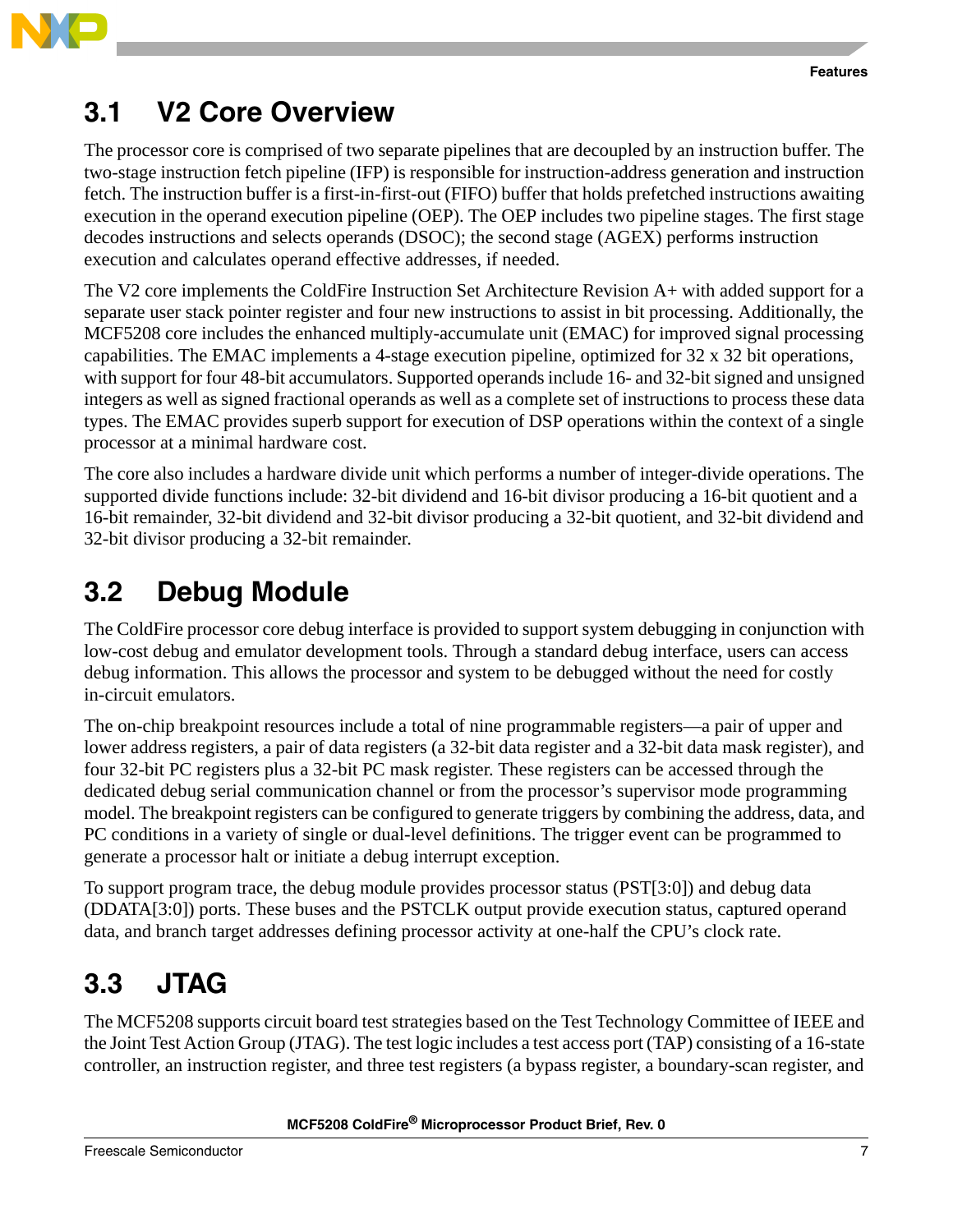## 3.1 V2 Core Overview

The processor core is comprised of two separate pipelines that are decoupled by an instruction buffer. The two-stage instruction fetch pipeline (IFP) is responsible for instruction-address generation and instruction fetch. The instruction buffer is a first-in-first-out (FIFO) buffer that holds prefetched instructions awaiting execution in the operand execution pipeline (OEP). The OEP includes two pipeline stages. The first stage decodes instructions and selects operands (DSOC); the second stage (AGEX) performs instruction execution and calculates operand effective addresses, if needed.

The V2 core implements the ColdFire Instruction Set Architecture Revision A+ with added support for a separate user stack pointer register and four new instructions to assist in bit processing. Additionally, the MCF5208 core includes the enhanced multiply-accumulate unit (EMAC) for improved signal processing capabilities. The EMAC implements a 4-stage execution pipeline, optimized for 32 x 32 bit operations, with support for four 48-bit accumulators. Supported operands include 16- and 32-bit signed and unsigned integers as well as signed fractional operands as well as a complete set of instructions to process these data types. The EMAC provides superb support for execution of DSP operations within the context of a single processor at a minimal hardware cost.

The core also includes a hardware divide unit which performs a number of integer-divide operations. The supported divide functions include: 32-bit dividend and 16-bit divisor producing a 16-bit quotient and a 16-bit remainder, 32-bit dividend and 32-bit divisor producing a 32-bit quotient, and 32-bit dividend and 32-bit divisor producing a 32-bit remainder.

## 3.2 Debug Module

The ColdFire processor core debug interface is provided to support system debugging in conjunction with low-cost debug and emulator development tools. Through a standard debug interface, users can access debug information. This allows the processor and system to be debugged without the need for costly in-circuit emulators.

The on-chip breakpoint resources include a total of nine programmable registers—a pair of upper and lower address registers, a pair of data registers (a 32-bit data register and a 32-bit data mask register), and four 32-bit PC registers plus a 32-bit PC mask register. These registers can be accessed through the dedicated debug serial communication channel or from the processor's supervisor mode programming model. The breakpoint registers can be configured to generate triggers by combining the address, data, and PC conditions in a variety of single or dual-level definitions. The trigger event can be programmed to generate a processor halt or initiate a debug interrupt exception.

To support program trace, the debug module provides processor status (PST[3:0]) and debug data (DDATA[3:0]) ports. These buses and the PSTCLK output provide execution status, captured operand data, and branch target addresses defining processor activity at one-half the CPU's clock rate.

## 3.3 JTAG

The MCF5208 supports circuit board test strategies based on the Test Technology Committee of IEEE and the Joint Test Action Group (JTAG). The test logic includes a test access port (TAP) consisting of a 16-state controller, an instruction register, and three test registers (a bypass register, a boundary-scan register, and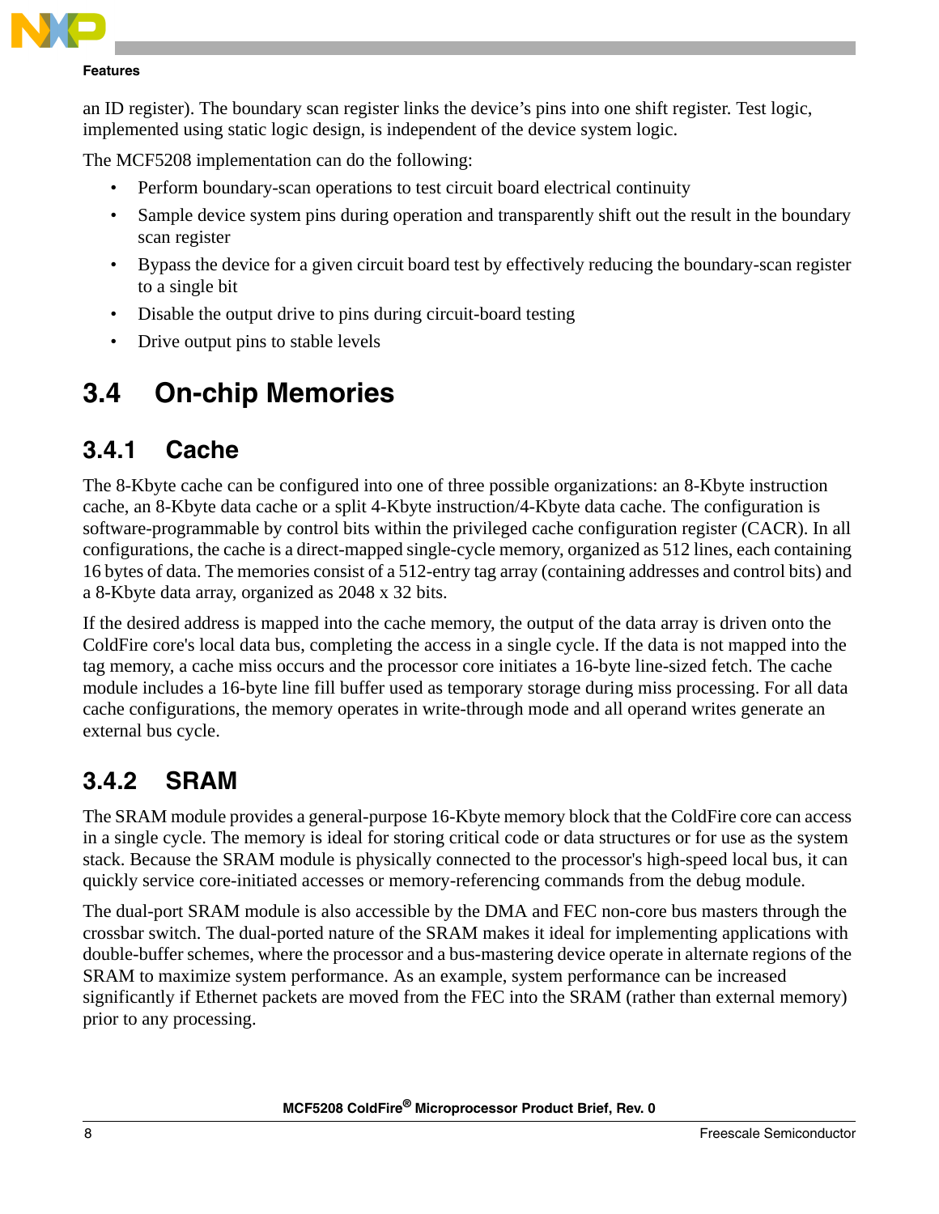an ID register). The boundary scan register links the device's pins into one shift register. Test logic, implemented using static logic design, is independent of the device system logic.

The MCF5208 implementation can do the following:

- Perform boundary-scan operations to test circuit board electrical continuity
- Sample device system pins during operation and transparently shift out the result in the boundary scan register
- Bypass the device for a given circuit board test by effectively reducing the boundary-scan register to a single bit
- Disable the output drive to pins during circuit-board testing
- Drive output pins to stable levels

## 3.4 On-chip Memories

### 3.4.1 Cache

The 8-Kbyte cache can be configured into one of three possible organizations: an 8-Kbyte instruction cache, an 8-Kbyte data cache or a split 4-Kbyte instruction/4-Kbyte data cache. The configuration is software-programmable by control bits within the privileged cache configuration register (CACR). In all configurations, the cache is a direct-mapped single-cycle memory, organized as 512 lines, each containing 16 bytes of data. The memories consist of a 512-entry tag array (containing addresses and control bits) and a 8-Kbyte data array, organized as 2048 x 32 bits.

If the desired address is mapped into the cache memory, the output of the data array is driven onto the ColdFire core's local data bus, completing the access in a single cycle. If the data is not mapped into the tag memory, a cache miss occurs and the processor core initiates a 16-byte line-sized fetch. The cache module includes a 16-byte line fill buffer used as temporary storage during miss processing. For all data cache configurations, the memory operates in write-through mode and all operand writes generate an external bus cycle.

### 3.4.2 SRAM

The SRAM module provides a general-purpose 16-Kbyte memory block that the ColdFire core can access in a single cycle. The memory is ideal for storing critical code or data structures or for use as the system stack. Because the SRAM module is physically connected to the processor's high-speed local bus, it can quickly service core-initiated accesses or memory-referencing commands from the debug module.

The dual-port SRAM module is also accessible by the DMA and FEC non-core bus masters through the crossbar switch. The dual-ported nature of the SRAM makes it ideal for implementing applications with double-buffer schemes, where the processor and a bus-mastering device operate in alternate regions of the SRAM to maximize system performance. As an example, system performance can be increased significantly if Ethernet packets are moved from the FEC into the SRAM (rather than external memory) prior to any processing.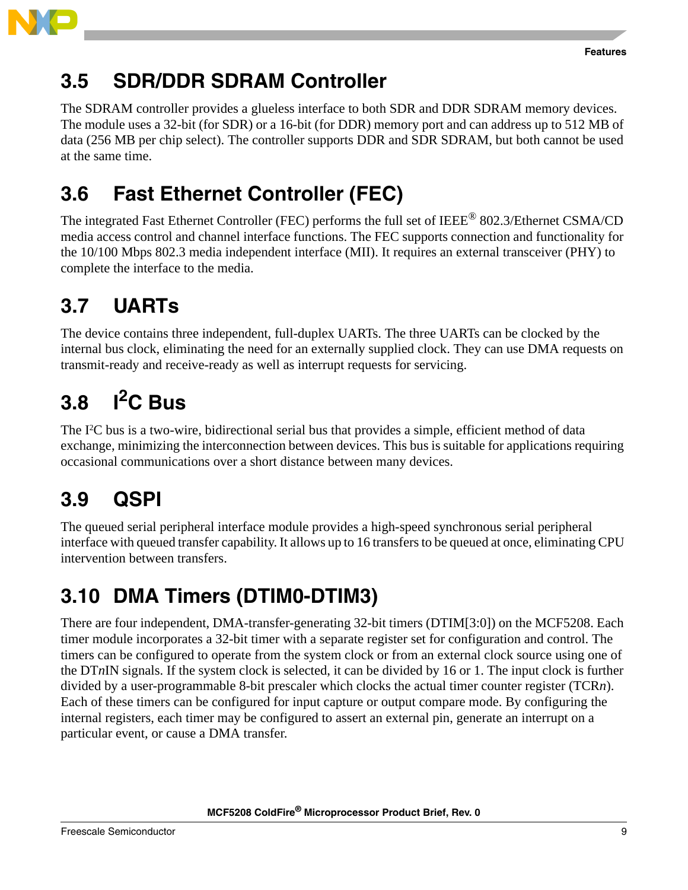## 3.5 SDR/DDR SDRAM Controller

The SDRAM controller provides a glueless interface to both SDR and DDR SDRAM memory devices. The module uses a 32-bit (for SDR) or a 16-bit (for DDR) memory port and can address up to 512 MB of data (256 MB per chip select). The controller supports DDR and SDR SDRAM, but both cannot be used at the same time.

## 3.6 Fast Ethernet Controller (FEC)

The integrated Fast Ethernet Controller (FEC) performs the full set of IEEE® 802.3/Ethernet CSMA/CD media access control and channel interface functions. The FEC supports connection and functionality for the 10/100 Mbps 802.3 media independent interface (MII). It requires an external transceiver (PHY) to complete the interface to the media.

## 3.7 UARTs

The device contains three independent, full-duplex UARTs. The three UARTs can be clocked by the internal bus clock, eliminating the need for an externally supplied clock. They can use DMA requests on transmit-ready and receive-ready as well as interrupt requests for servicing.

## 3.8 I$^2$C Bus

The I$^2$C bus is a two-wire, bidirectional serial bus that provides a simple, efficient method of data exchange, minimizing the interconnection between devices. This bus is suitable for applications requiring occasional communications over a short distance between many devices.

## 3.9 QSPI

The queued serial peripheral interface module provides a high-speed synchronous serial peripheral interface with queued transfer capability. It allows up to 16 transfers to be queued at once, eliminating CPU intervention between transfers.

## 3.10 DMA Timers (DTIM0-DTIM3)

There are four independent, DMA-transfer-generating 32-bit timers (DTIM[3:0]) on the MCF5208. Each timer module incorporates a 32-bit timer with a separate register set for configuration and control. The timers can be configured to operate from the system clock or from an external clock source using one of the DT*n*IN signals. If the system clock is selected, it can be divided by 16 or 1. The input clock is further divided by a user-programmable 8-bit prescaler which clocks the actual timer counter register (TCR*n*). Each of these timers can be configured for input capture or output compare mode. By configuring the internal registers, each timer may be configured to assert an external pin, generate an interrupt on a particular event, or cause a DMA transfer.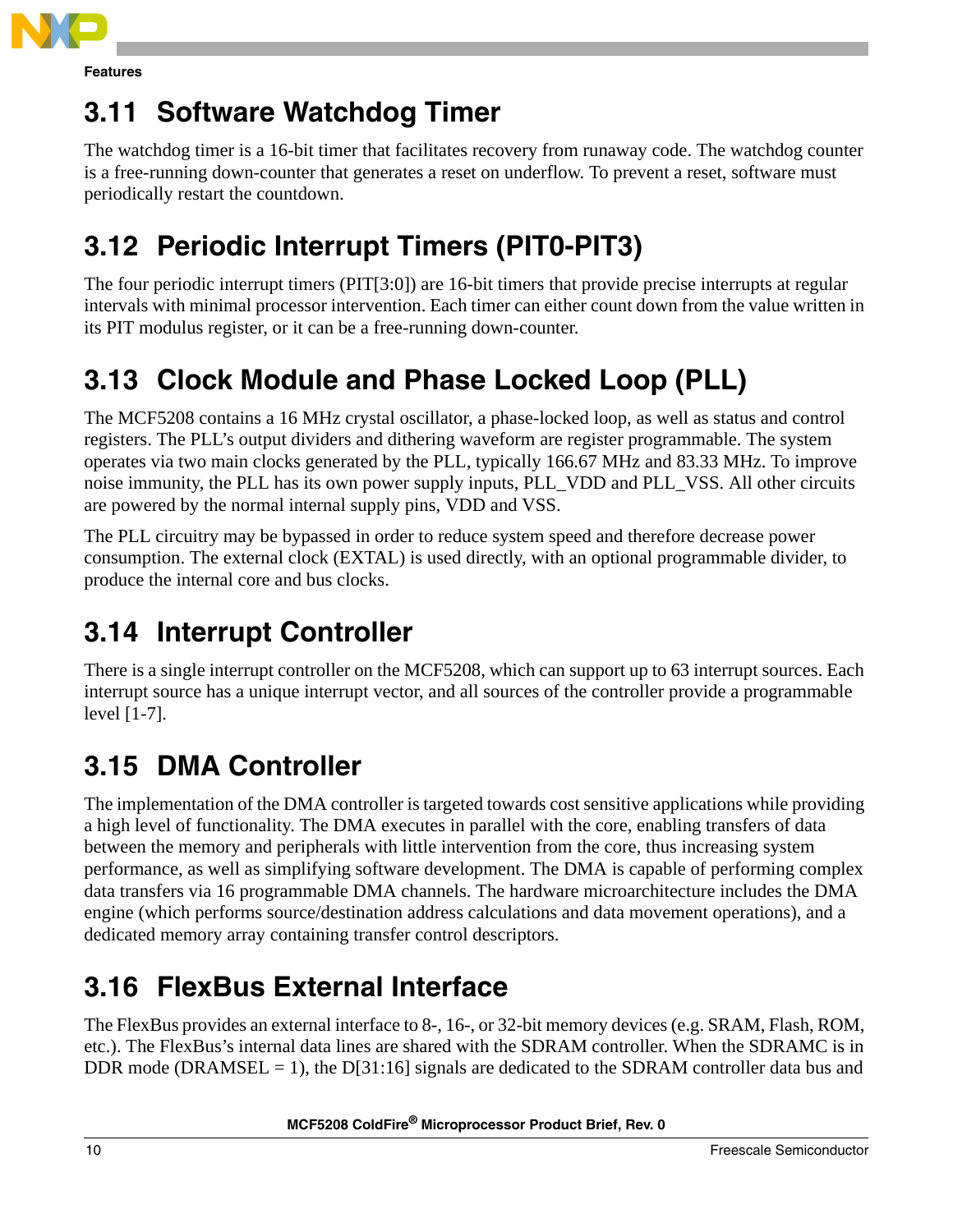## 3.11 Software Watchdog Timer

The watchdog timer is a 16-bit timer that facilitates recovery from runaway code. The watchdog counter is a free-running down-counter that generates a reset on underflow. To prevent a reset, software must periodically restart the countdown.

## 3.12 Periodic Interrupt Timers (PIT0-PIT3)

The four periodic interrupt timers (PIT[3:0]) are 16-bit timers that provide precise interrupts at regular intervals with minimal processor intervention. Each timer can either count down from the value written in its PIT modulus register, or it can be a free-running down-counter.

## 3.13 Clock Module and Phase Locked Loop (PLL)

The MCF5208 contains a 16 MHz crystal oscillator, a phase-locked loop, as well as status and control registers. The PLL's output dividers and dithering waveform are register programmable. The system operates via two main clocks generated by the PLL, typically 166.67 MHz and 83.33 MHz. To improve noise immunity, the PLL has its own power supply inputs, PLL_VDD and PLL_VSS. All other circuits are powered by the normal internal supply pins, VDD and VSS.

The PLL circuitry may be bypassed in order to reduce system speed and therefore decrease power consumption. The external clock (EXTAL) is used directly, with an optional programmable divider, to produce the internal core and bus clocks.

## 3.14 Interrupt Controller

There is a single interrupt controller on the MCF5208, which can support up to 63 interrupt sources. Each interrupt source has a unique interrupt vector, and all sources of the controller provide a programmable level [1-7].

## 3.15 DMA Controller

The implementation of the DMA controller is targeted towards cost sensitive applications while providing a high level of functionality. The DMA executes in parallel with the core, enabling transfers of data between the memory and peripherals with little intervention from the core, thus increasing system performance, as well as simplifying software development. The DMA is capable of performing complex data transfers via 16 programmable DMA channels. The hardware microarchitecture includes the DMA engine (which performs source/destination address calculations and data movement operations), and a dedicated memory array containing transfer control descriptors.

## 3.16 FlexBus External Interface

The FlexBus provides an external interface to 8-, 16-, or 32-bit memory devices (e.g. SRAM, Flash, ROM, etc.). The FlexBus's internal data lines are shared with the SDRAM controller. When the SDRAMC is in DDR mode (DRAMSEL = 1), the D[31:16] signals are dedicated to the SDRAM controller data bus and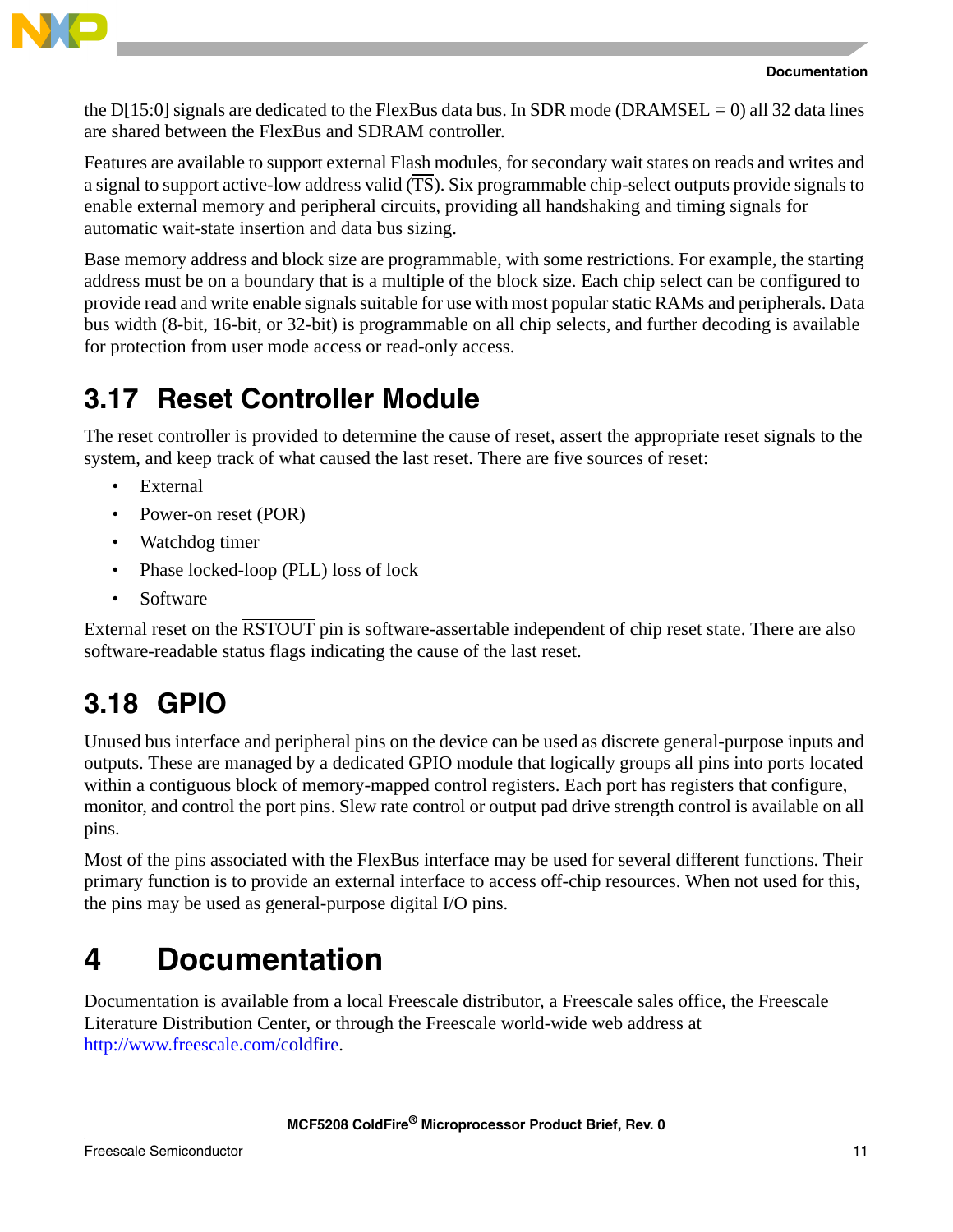the D[15:0] signals are dedicated to the FlexBus data bus. In SDR mode (DRAMSEL = 0) all 32 data lines are shared between the FlexBus and SDRAM controller.

Features are available to support external Flash modules, for secondary wait states on reads and writes and a signal to support active-low address valid ($\overline{\text{TS}}$). Six programmable chip-select outputs provide signals to enable external memory and peripheral circuits, providing all handshaking and timing signals for automatic wait-state insertion and data bus sizing.

Base memory address and block size are programmable, with some restrictions. For example, the starting address must be on a boundary that is a multiple of the block size. Each chip select can be configured to provide read and write enable signals suitable for use with most popular static RAMs and peripherals. Data bus width (8-bit, 16-bit, or 32-bit) is programmable on all chip selects, and further decoding is available for protection from user mode access or read-only access.

## 3.17 Reset Controller Module

The reset controller is provided to determine the cause of reset, assert the appropriate reset signals to the system, and keep track of what caused the last reset. There are five sources of reset:

- External
- Power-on reset (POR)
- Watchdog timer
- Phase locked-loop (PLL) loss of lock
- Software

External reset on the $\overline{\text{RSTOUT}}$ pin is software-assertable independent of chip reset state. There are also software-readable status flags indicating the cause of the last reset.

## 3.18 GPIO

Unused bus interface and peripheral pins on the device can be used as discrete general-purpose inputs and outputs. These are managed by a dedicated GPIO module that logically groups all pins into ports located within a contiguous block of memory-mapped control registers. Each port has registers that configure, monitor, and control the port pins. Slew rate control or output pad drive strength control is available on all pins.

Most of the pins associated with the FlexBus interface may be used for several different functions. Their primary function is to provide an external interface to access off-chip resources. When not used for this, the pins may be used as general-purpose digital I/O pins.

# 4 Documentation

Documentation is available from a local Freescale distributor, a Freescale sales office, the Freescale Literature Distribution Center, or through the Freescale world-wide web address at http://www.freescale.com/coldfire.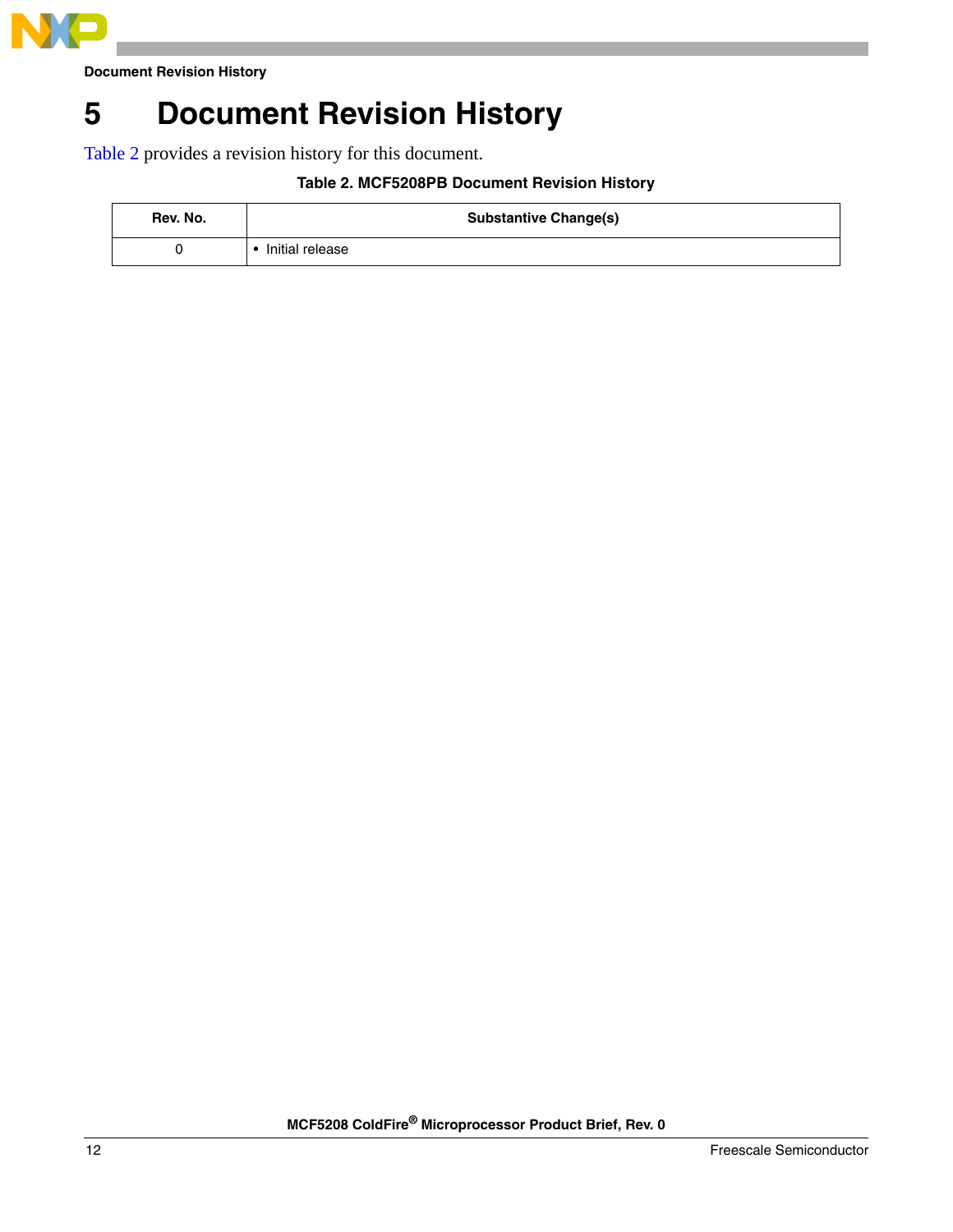# 5 Document Revision History

Table 2 provides a revision history for this document.

**Table 2. MCF5208PB Document Revision History**

| Rev. No. | Substantive Change(s) |
| --- | --- |
| 0 | • Initial release |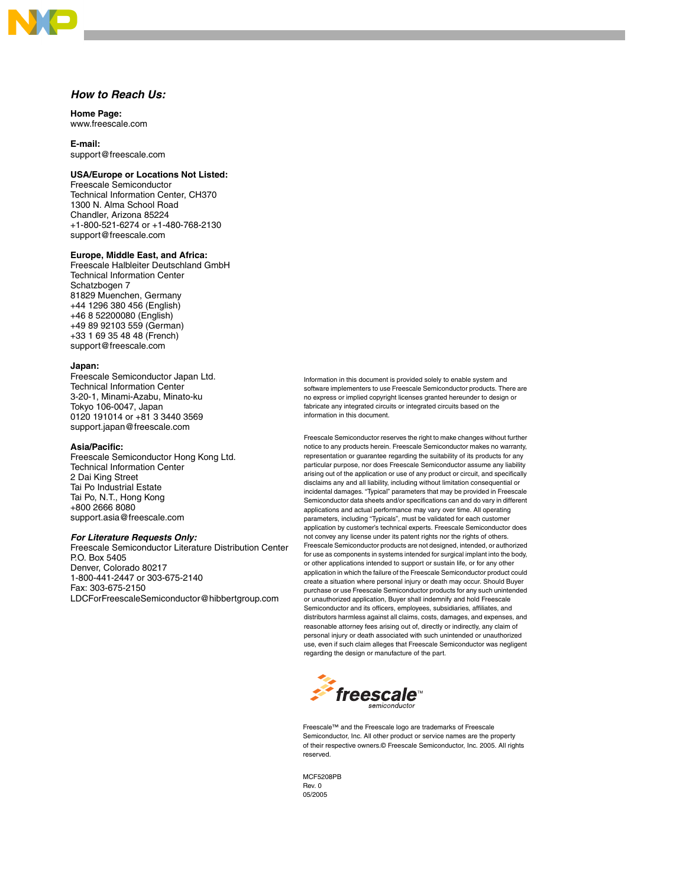## *How to Reach Us:*

**Home Page:**
www.freescale.com

**E-mail:**
support@freescale.com

**USA/Europe or Locations Not Listed:**
Freescale Semiconductor
Technical Information Center, CH370
1300 N. Alma School Road
Chandler, Arizona 85224
+1-800-521-6274 or +1-480-768-2130
support@freescale.com

**Europe, Middle East, and Africa:**
Freescale Halbleiter Deutschland GmbH
Technical Information Center
Schatzbogen 7
81829 Muenchen, Germany
+44 1296 380 456 (English)
+46 8 52200080 (English)
+49 89 92103 559 (German)
+33 1 69 35 48 48 (French)
support@freescale.com

**Japan:**
Freescale Semiconductor Japan Ltd.
Technical Information Center
3-20-1, Minami-Azabu, Minato-ku
Tokyo 106-0047, Japan
0120 191014 or +81 3 3440 3569
support.japan@freescale.com

**Asia/Pacific:**
Freescale Semiconductor Hong Kong Ltd.
Technical Information Center
2 Dai King Street
Tai Po Industrial Estate
Tai Po, N.T., Hong Kong
+800 2666 8080
support.asia@freescale.com

***For Literature Requests Only:***
Freescale Semiconductor Literature Distribution Center
P.O. Box 5405
Denver, Colorado 80217
1-800-441-2447 or 303-675-2140
Fax: 303-675-2150
LDCForFreescaleSemiconductor@hibbertgroup.com

Information in this document is provided solely to enable system and software implementers to use Freescale Semiconductor products. There are no express or implied copyright licenses granted hereunder to design or fabricate any integrated circuits or integrated circuits based on the information in this document.

Freescale Semiconductor reserves the right to make changes without further notice to any products herein. Freescale Semiconductor makes no warranty, representation or guarantee regarding the suitability of its products for any particular purpose, nor does Freescale Semiconductor assume any liability arising out of the application or use of any product or circuit, and specifically disclaims any and all liability, including without limitation consequential or incidental damages. "Typical" parameters that may be provided in Freescale Semiconductor data sheets and/or specifications can and do vary in different applications and actual performance may vary over time. All operating parameters, including "Typicals", must be validated for each customer application by customer's technical experts. Freescale Semiconductor does not convey any license under its patent rights nor the rights of others. Freescale Semiconductor products are not designed, intended, or authorized for use as components in systems intended for surgical implant into the body, or other applications intended to support or sustain life, or for any other application in which the failure of the Freescale Semiconductor product could create a situation where personal injury or death may occur. Should Buyer purchase or use Freescale Semiconductor products for any such unintended or unauthorized application, Buyer shall indemnify and hold Freescale Semiconductor and its officers, employees, subsidiaries, affiliates, and distributors harmless against all claims, costs, damages, and expenses, and reasonable attorney fees arising out of, directly or indirectly, any claim of personal injury or death associated with such unintended or unauthorized use, even if such claim alleges that Freescale Semiconductor was negligent regarding the design or manufacture of the part.

Freescale™ and the Freescale logo are trademarks of Freescale Semiconductor, Inc. All other product or service names are the property of their respective owners.© Freescale Semiconductor, Inc. 2005. All rights reserved.

MCF5208PB
Rev. 0
05/2005